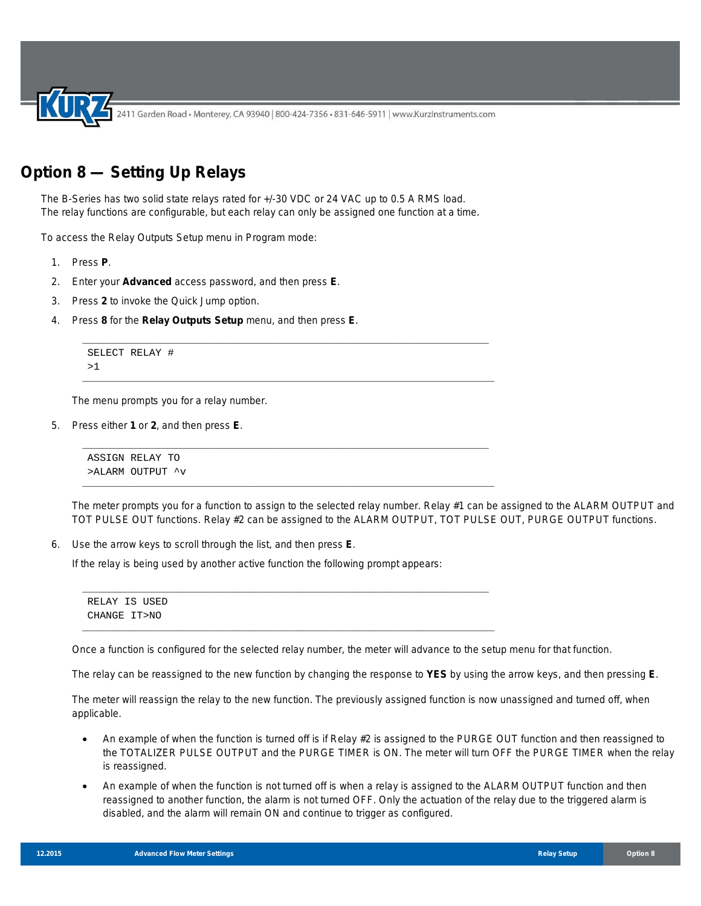## Option 8 — Setting Up Relays

The B-Series has two solid state relays rated for +/-30 VDC or 24 VAC up to 0.5 A RMS load. The relay functions are configurable, but each relay can only be assigned one function at a time.

To access the Relay Outputs Setup menu in Program mode:

1. Press **P**.
2. Enter your **Advanced** access password, and then press **E**.
3. Press **2** to invoke the Quick Jump option.
4. Press **8** for the **Relay Outputs Setup** menu, and then press **E**.

   ```
   SELECT RELAY #
   >1
   ```

   The menu prompts you for a relay number.

5. Press either **1** or **2**, and then press **E**.

   ```
   ASSIGN RELAY TO
   >ALARM OUTPUT ^v
   ```

   The meter prompts you for a function to assign to the selected relay number. Relay #1 can be assigned to the ALARM OUTPUT and TOT PULSE OUT functions. Relay #2 can be assigned to the ALARM OUTPUT, TOT PULSE OUT, PURGE OUTPUT functions.

6. Use the arrow keys to scroll through the list, and then press **E**.

   If the relay is being used by another active function the following prompt appears:

   ```
   RELAY IS USED
   CHANGE IT>NO
   ```

   Once a function is configured for the selected relay number, the meter will advance to the setup menu for that function.

   The relay can be reassigned to the new function by changing the response to **YES** by using the arrow keys, and then pressing **E**.

   The meter will reassign the relay to the new function. The previously assigned function is now unassigned and turned off, when applicable.

   - An example of when the function is turned off is if Relay #2 is assigned to the PURGE OUT function and then reassigned to the TOTALIZER PULSE OUTPUT and the PURGE TIMER is ON. The meter will turn OFF the PURGE TIMER when the relay is reassigned.
   - An example of when the function is not turned off is when a relay is assigned to the ALARM OUTPUT function and then reassigned to another function, the alarm is not turned OFF. Only the actuation of the relay due to the triggered alarm is disabled, and the alarm will remain ON and continue to trigger as configured.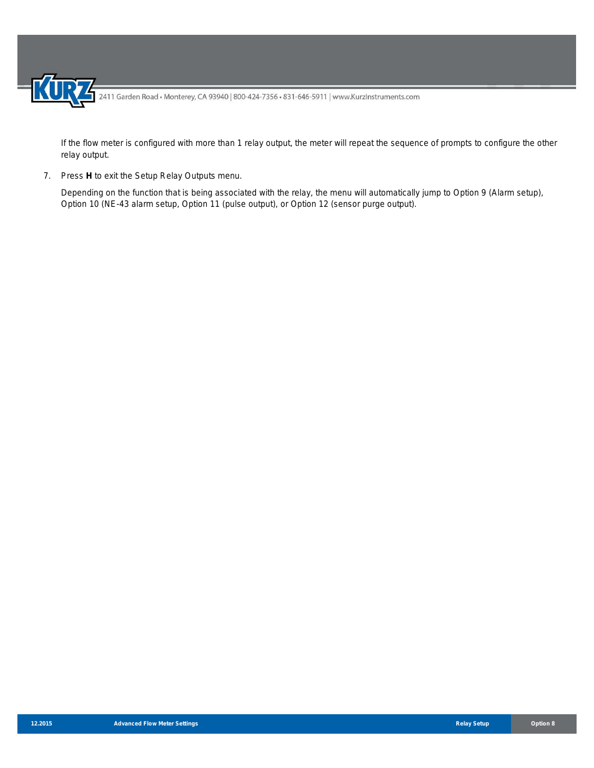If the flow meter is configured with more than 1 relay output, the meter will repeat the sequence of prompts to configure the other relay output.

7. Press **H** to exit the Setup Relay Outputs menu.

   Depending on the function that is being associated with the relay, the menu will automatically jump to Option 9 (Alarm setup), Option 10 (NE-43 alarm setup, Option 11 (pulse output), or Option 12 (sensor purge output).